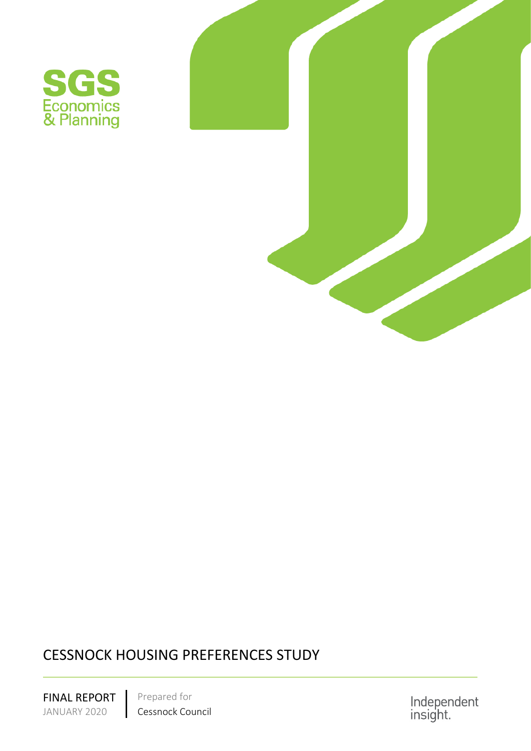SGS
Economics
& Planning

# CESSNOCK HOUSING PREFERENCES STUDY

FINAL REPORT
JANUARY 2020

Prepared for
Cessnock Council

Independent
insight.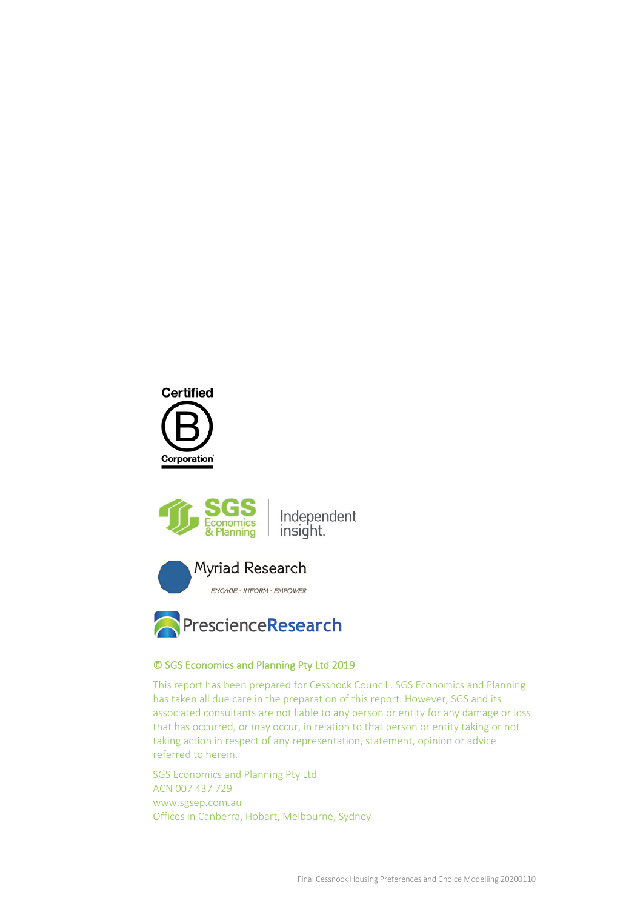Certified B Corporation

SGS Economics & Planning | Independent insight.

Myriad Research

ENGAGE - INFORM - EMPOWER

PrescienceResearch

© SGS Economics and Planning Pty Ltd 2019

This report has been prepared for Cessnock Council . SGS Economics and Planning has taken all due care in the preparation of this report. However, SGS and its associated consultants are not liable to any person or entity for any damage or loss that has occurred, or may occur, in relation to that person or entity taking or not taking action in respect of any representation, statement, opinion or advice referred to herein.

SGS Economics and Planning Pty Ltd
ACN 007 437 729
www.sgsep.com.au
Offices in Canberra, Hobart, Melbourne, Sydney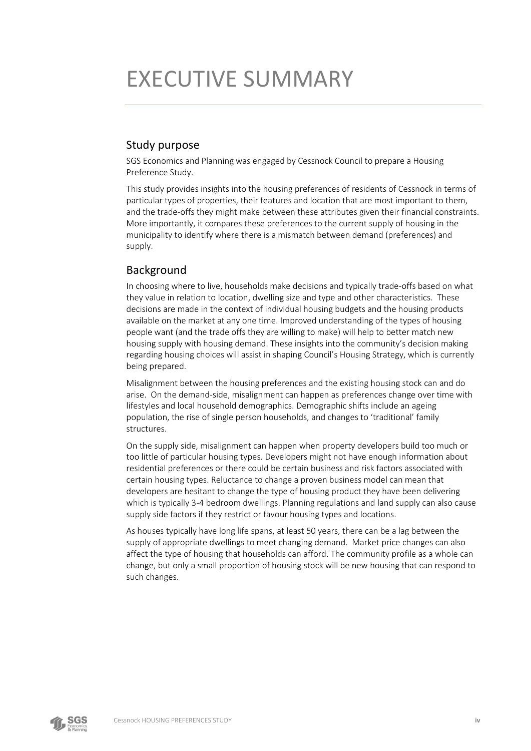# EXECUTIVE SUMMARY

## Study purpose

SGS Economics and Planning was engaged by Cessnock Council to prepare a Housing Preference Study.

This study provides insights into the housing preferences of residents of Cessnock in terms of particular types of properties, their features and location that are most important to them, and the trade-offs they might make between these attributes given their financial constraints. More importantly, it compares these preferences to the current supply of housing in the municipality to identify where there is a mismatch between demand (preferences) and supply.

## Background

In choosing where to live, households make decisions and typically trade-offs based on what they value in relation to location, dwelling size and type and other characteristics. These decisions are made in the context of individual housing budgets and the housing products available on the market at any one time. Improved understanding of the types of housing people want (and the trade offs they are willing to make) will help to better match new housing supply with housing demand. These insights into the community's decision making regarding housing choices will assist in shaping Council's Housing Strategy, which is currently being prepared.

Misalignment between the housing preferences and the existing housing stock can and do arise. On the demand-side, misalignment can happen as preferences change over time with lifestyles and local household demographics. Demographic shifts include an ageing population, the rise of single person households, and changes to 'traditional' family structures.

On the supply side, misalignment can happen when property developers build too much or too little of particular housing types. Developers might not have enough information about residential preferences or there could be certain business and risk factors associated with certain housing types. Reluctance to change a proven business model can mean that developers are hesitant to change the type of housing product they have been delivering which is typically 3-4 bedroom dwellings. Planning regulations and land supply can also cause supply side factors if they restrict or favour housing types and locations.

As houses typically have long life spans, at least 50 years, there can be a lag between the supply of appropriate dwellings to meet changing demand. Market price changes can also affect the type of housing that households can afford. The community profile as a whole can change, but only a small proportion of housing stock will be new housing that can respond to such changes.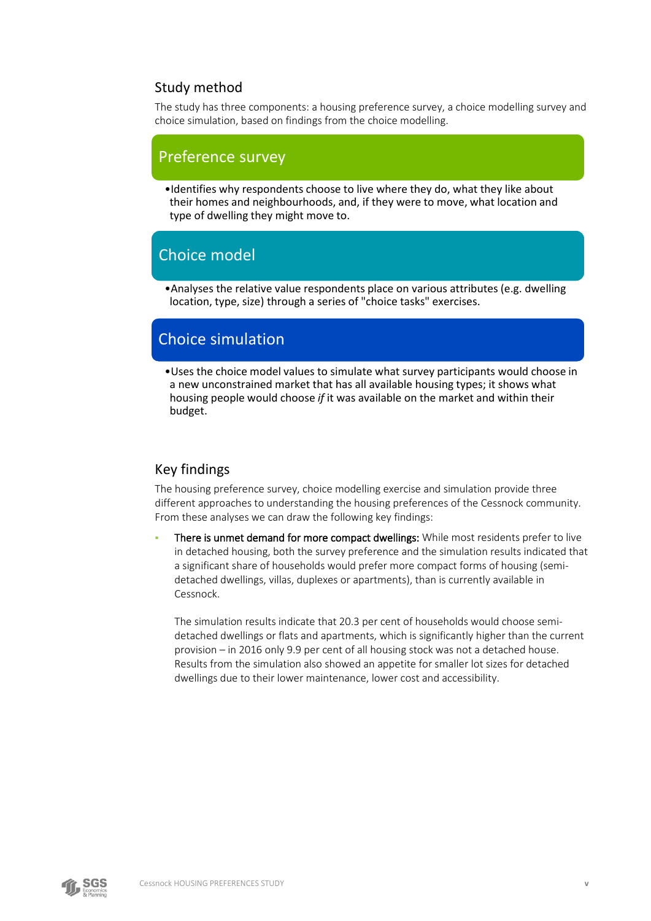## Study method

The study has three components: a housing preference survey, a choice modelling survey and choice simulation, based on findings from the choice modelling.

### Preference survey

- Identifies why respondents choose to live where they do, what they like about their homes and neighbourhoods, and, if they were to move, what location and type of dwelling they might move to.

### Choice model

- Analyses the relative value respondents place on various attributes (e.g. dwelling location, type, size) through a series of "choice tasks" exercises.

### Choice simulation

- Uses the choice model values to simulate what survey participants would choose in a new unconstrained market that has all available housing types; it shows what housing people would choose *if* it was available on the market and within their budget.

## Key findings

The housing preference survey, choice modelling exercise and simulation provide three different approaches to understanding the housing preferences of the Cessnock community. From these analyses we can draw the following key findings:

- **There is unmet demand for more compact dwellings:** While most residents prefer to live in detached housing, both the survey preference and the simulation results indicated that a significant share of households would prefer more compact forms of housing (semi-detached dwellings, villas, duplexes or apartments), than is currently available in Cessnock.

  The simulation results indicate that 20.3 per cent of households would choose semi-detached dwellings or flats and apartments, which is significantly higher than the current provision – in 2016 only 9.9 per cent of all housing stock was not a detached house. Results from the simulation also showed an appetite for smaller lot sizes for detached dwellings due to their lower maintenance, lower cost and accessibility.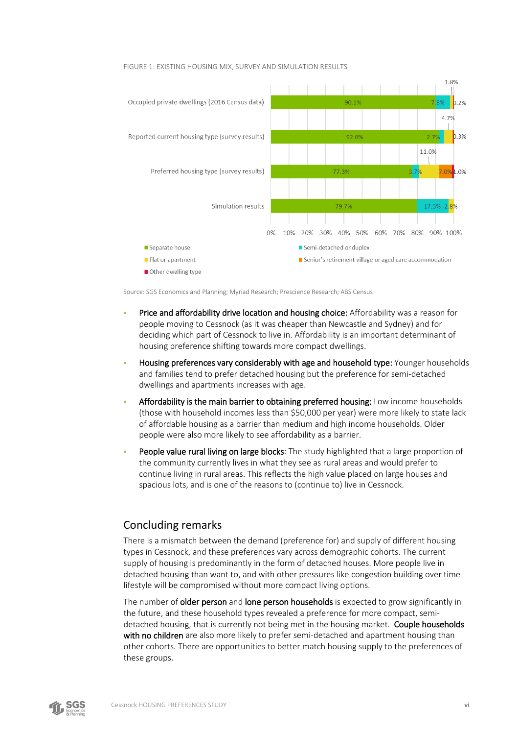FIGURE 1: EXISTING HOUSING MIX, SURVEY AND SIMULATION RESULTS

| | Separate house | Semi-detached or duplex | Flat or apartment | Senior's retirement village or aged care accommodation | Other dwelling type |
|---|---|---|---|---|---|
| Occupied private dwellings (2016 Census data) | 90.1% | 7.8% | 1.8% | | 0.2% |
| Reported current housing type (survey results) | 92.0% | 2.7% | 4.7% | | 0.3% |
| Preferred housing type (survey results) | 77.3% | 3.7% | 11.0% | 7.0% | 1.0% |
| Simulation results | 79.7% | 17.5% | 2.8% | | |

Source: SGS Economics and Planning; Myriad Research; Prescience Research; ABS Census

- **Price and affordability drive location and housing choice:** Affordability was a reason for people moving to Cessnock (as it was cheaper than Newcastle and Sydney) and for deciding which part of Cessnock to live in. Affordability is an important determinant of housing preference shifting towards more compact dwellings.
- **Housing preferences vary considerably with age and household type:** Younger households and families tend to prefer detached housing but the preference for semi-detached dwellings and apartments increases with age.
- **Affordability is the main barrier to obtaining preferred housing:** Low income households (those with household incomes less than $50,000 per year) were more likely to state lack of affordable housing as a barrier than medium and high income households. Older people were also more likely to see affordability as a barrier.
- **People value rural living on large blocks**: The study highlighted that a large proportion of the community currently lives in what they see as rural areas and would prefer to continue living in rural areas. This reflects the high value placed on large houses and spacious lots, and is one of the reasons to (continue to) live in Cessnock.

## Concluding remarks

There is a mismatch between the demand (preference for) and supply of different housing types in Cessnock, and these preferences vary across demographic cohorts. The current supply of housing is predominantly in the form of detached houses. More people live in detached housing than want to, and with other pressures like congestion building over time lifestyle will be compromised without more compact living options.

The number of **older person** and **lone person households** is expected to grow significantly in the future, and these household types revealed a preference for more compact, semi-detached housing, that is currently not being met in the housing market. **Couple households with no children** are also more likely to prefer semi-detached and apartment housing than other cohorts. There are opportunities to better match housing supply to the preferences of these groups.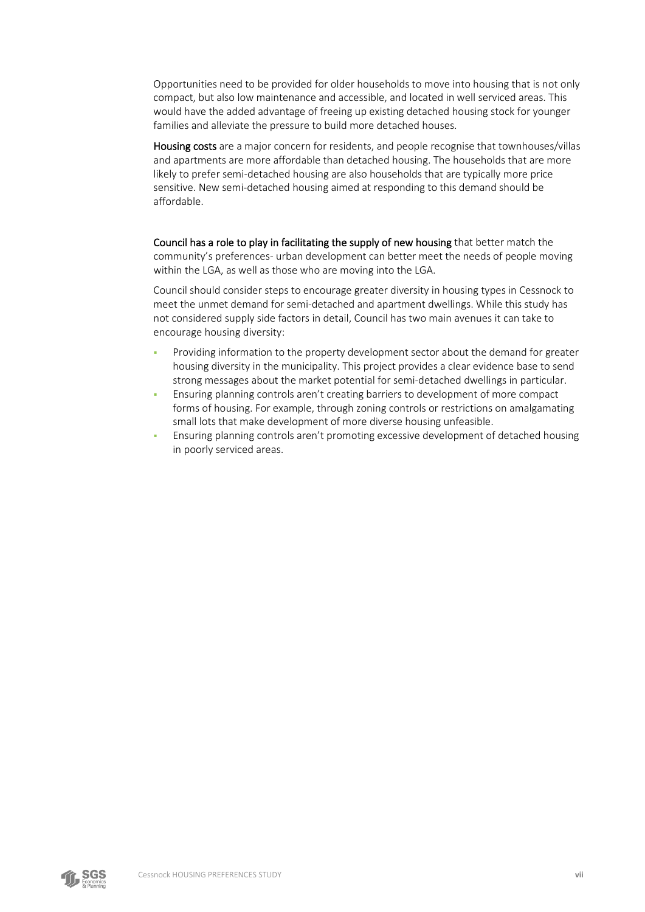Opportunities need to be provided for older households to move into housing that is not only compact, but also low maintenance and accessible, and located in well serviced areas. This would have the added advantage of freeing up existing detached housing stock for younger families and alleviate the pressure to build more detached houses.

**Housing costs** are a major concern for residents, and people recognise that townhouses/villas and apartments are more affordable than detached housing. The households that are more likely to prefer semi-detached housing are also households that are typically more price sensitive. New semi-detached housing aimed at responding to this demand should be affordable.

**Council has a role to play in facilitating the supply of new housing** that better match the community's preferences- urban development can better meet the needs of people moving within the LGA, as well as those who are moving into the LGA.

Council should consider steps to encourage greater diversity in housing types in Cessnock to meet the unmet demand for semi-detached and apartment dwellings. While this study has not considered supply side factors in detail, Council has two main avenues it can take to encourage housing diversity:

- Providing information to the property development sector about the demand for greater housing diversity in the municipality. This project provides a clear evidence base to send strong messages about the market potential for semi-detached dwellings in particular.
- Ensuring planning controls aren't creating barriers to development of more compact forms of housing. For example, through zoning controls or restrictions on amalgamating small lots that make development of more diverse housing unfeasible.
- Ensuring planning controls aren't promoting excessive development of detached housing in poorly serviced areas.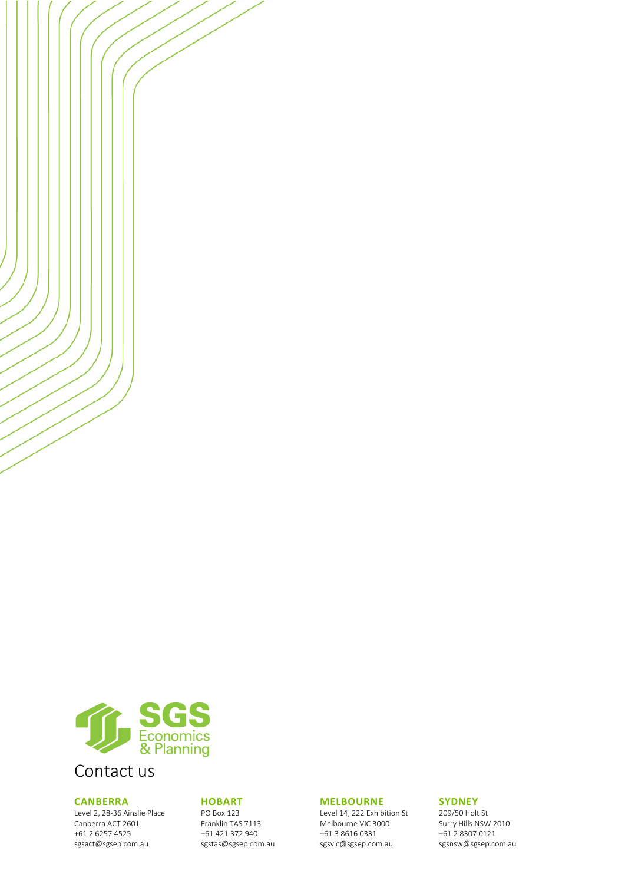SGS Economics & Planning

# Contact us

**CANBERRA**
Level 2, 28-36 Ainslie Place
Canberra ACT 2601
+61 2 6257 4525
sgsact@sgsep.com.au

**HOBART**
PO Box 123
Franklin TAS 7113
+61 421 372 940
sgstas@sgsep.com.au

**MELBOURNE**
Level 14, 222 Exhibition St
Melbourne VIC 3000
+61 3 8616 0331
sgsvic@sgsep.com.au

**SYDNEY**
209/50 Holt St
Surry Hills NSW 2010
+61 2 8307 0121
sgsnsw@sgsep.com.au